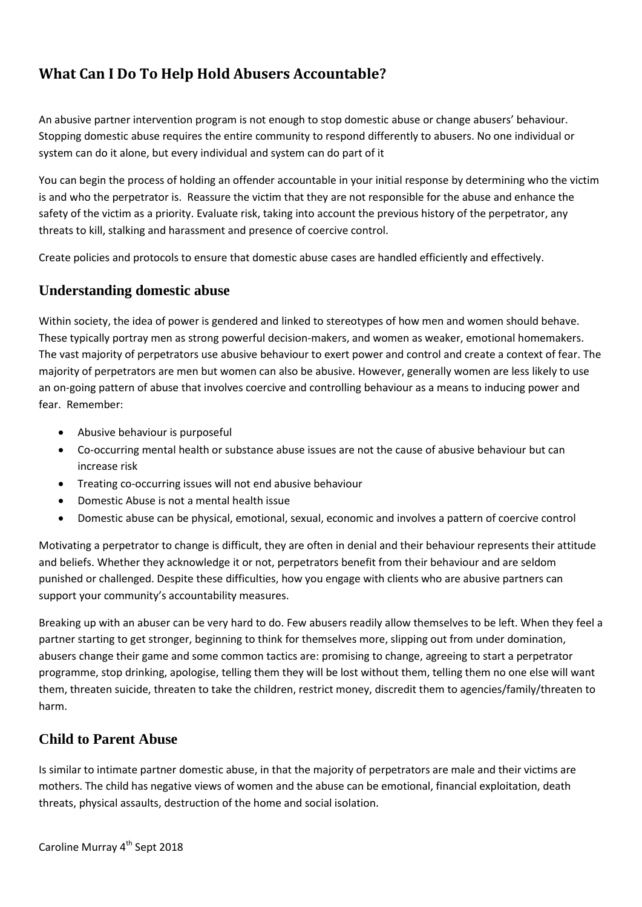# What Can I Do To Help Hold Abusers Accountable?

An abusive partner intervention program is not enough to stop domestic abuse or change abusers' behaviour. Stopping domestic abuse requires the entire community to respond differently to abusers. No one individual or system can do it alone, but every individual and system can do part of it

You can begin the process of holding an offender accountable in your initial response by determining who the victim is and who the perpetrator is. Reassure the victim that they are not responsible for the abuse and enhance the safety of the victim as a priority. Evaluate risk, taking into account the previous history of the perpetrator, any threats to kill, stalking and harassment and presence of coercive control.

Create policies and protocols to ensure that domestic abuse cases are handled efficiently and effectively.

## Understanding domestic abuse

Within society, the idea of power is gendered and linked to stereotypes of how men and women should behave. These typically portray men as strong powerful decision-makers, and women as weaker, emotional homemakers. The vast majority of perpetrators use abusive behaviour to exert power and control and create a context of fear. The majority of perpetrators are men but women can also be abusive. However, generally women are less likely to use an on-going pattern of abuse that involves coercive and controlling behaviour as a means to inducing power and fear. Remember:

- Abusive behaviour is purposeful
- Co-occurring mental health or substance abuse issues are not the cause of abusive behaviour but can increase risk
- Treating co-occurring issues will not end abusive behaviour
- Domestic Abuse is not a mental health issue
- Domestic abuse can be physical, emotional, sexual, economic and involves a pattern of coercive control

Motivating a perpetrator to change is difficult, they are often in denial and their behaviour represents their attitude and beliefs. Whether they acknowledge it or not, perpetrators benefit from their behaviour and are seldom punished or challenged. Despite these difficulties, how you engage with clients who are abusive partners can support your community's accountability measures.

Breaking up with an abuser can be very hard to do. Few abusers readily allow themselves to be left. When they feel a partner starting to get stronger, beginning to think for themselves more, slipping out from under domination, abusers change their game and some common tactics are: promising to change, agreeing to start a perpetrator programme, stop drinking, apologise, telling them they will be lost without them, telling them no one else will want them, threaten suicide, threaten to take the children, restrict money, discredit them to agencies/family/threaten to harm.

## Child to Parent Abuse

Is similar to intimate partner domestic abuse, in that the majority of perpetrators are male and their victims are mothers. The child has negative views of women and the abuse can be emotional, financial exploitation, death threats, physical assaults, destruction of the home and social isolation.

Caroline Murray 4th Sept 2018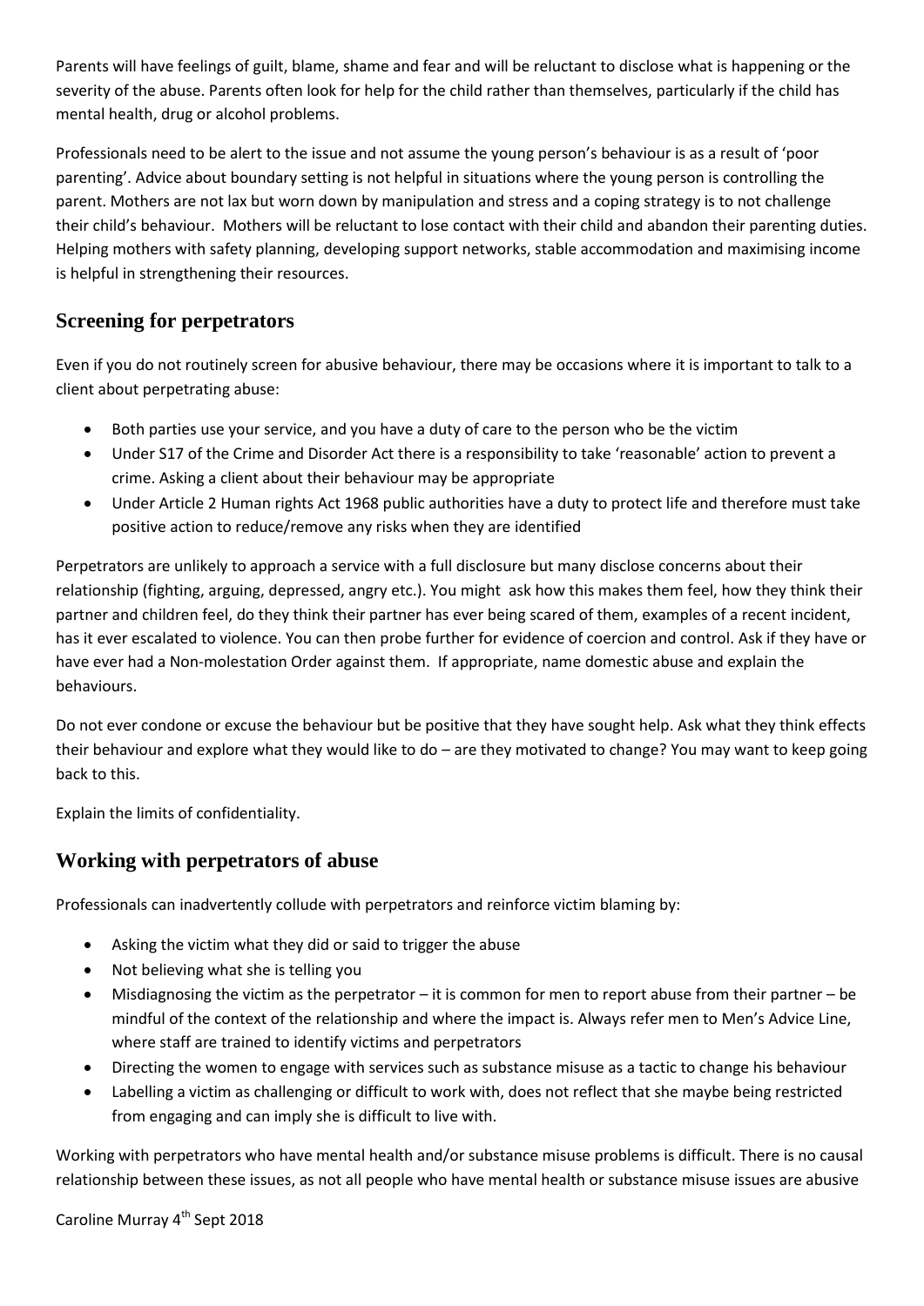Parents will have feelings of guilt, blame, shame and fear and will be reluctant to disclose what is happening or the severity of the abuse. Parents often look for help for the child rather than themselves, particularly if the child has mental health, drug or alcohol problems.

Professionals need to be alert to the issue and not assume the young person's behaviour is as a result of 'poor parenting'. Advice about boundary setting is not helpful in situations where the young person is controlling the parent. Mothers are not lax but worn down by manipulation and stress and a coping strategy is to not challenge their child's behaviour. Mothers will be reluctant to lose contact with their child and abandon their parenting duties. Helping mothers with safety planning, developing support networks, stable accommodation and maximising income is helpful in strengthening their resources.

## Screening for perpetrators

Even if you do not routinely screen for abusive behaviour, there may be occasions where it is important to talk to a client about perpetrating abuse:

- Both parties use your service, and you have a duty of care to the person who be the victim
- Under S17 of the Crime and Disorder Act there is a responsibility to take 'reasonable' action to prevent a crime. Asking a client about their behaviour may be appropriate
- Under Article 2 Human rights Act 1968 public authorities have a duty to protect life and therefore must take positive action to reduce/remove any risks when they are identified

Perpetrators are unlikely to approach a service with a full disclosure but many disclose concerns about their relationship (fighting, arguing, depressed, angry etc.). You might ask how this makes them feel, how they think their partner and children feel, do they think their partner has ever being scared of them, examples of a recent incident, has it ever escalated to violence. You can then probe further for evidence of coercion and control. Ask if they have or have ever had a Non-molestation Order against them. If appropriate, name domestic abuse and explain the behaviours.

Do not ever condone or excuse the behaviour but be positive that they have sought help. Ask what they think effects their behaviour and explore what they would like to do – are they motivated to change? You may want to keep going back to this.

Explain the limits of confidentiality.

## Working with perpetrators of abuse

Professionals can inadvertently collude with perpetrators and reinforce victim blaming by:

- Asking the victim what they did or said to trigger the abuse
- Not believing what she is telling you
- Misdiagnosing the victim as the perpetrator – it is common for men to report abuse from their partner – be mindful of the context of the relationship and where the impact is. Always refer men to Men's Advice Line, where staff are trained to identify victims and perpetrators
- Directing the women to engage with services such as substance misuse as a tactic to change his behaviour
- Labelling a victim as challenging or difficult to work with, does not reflect that she maybe being restricted from engaging and can imply she is difficult to live with.

Working with perpetrators who have mental health and/or substance misuse problems is difficult. There is no causal relationship between these issues, as not all people who have mental health or substance misuse issues are abusive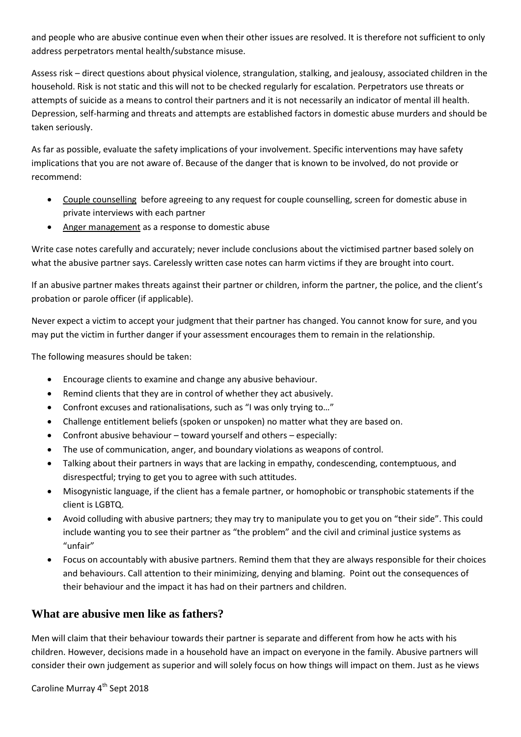and people who are abusive continue even when their other issues are resolved. It is therefore not sufficient to only address perpetrators mental health/substance misuse.

Assess risk – direct questions about physical violence, strangulation, stalking, and jealousy, associated children in the household. Risk is not static and this will not to be checked regularly for escalation. Perpetrators use threats or attempts of suicide as a means to control their partners and it is not necessarily an indicator of mental ill health. Depression, self-harming and threats and attempts are established factors in domestic abuse murders and should be taken seriously.

As far as possible, evaluate the safety implications of your involvement. Specific interventions may have safety implications that you are not aware of. Because of the danger that is known to be involved, do not provide or recommend:

- Couple counselling before agreeing to any request for couple counselling, screen for domestic abuse in private interviews with each partner
- Anger management as a response to domestic abuse

Write case notes carefully and accurately; never include conclusions about the victimised partner based solely on what the abusive partner says. Carelessly written case notes can harm victims if they are brought into court.

If an abusive partner makes threats against their partner or children, inform the partner, the police, and the client's probation or parole officer (if applicable).

Never expect a victim to accept your judgment that their partner has changed. You cannot know for sure, and you may put the victim in further danger if your assessment encourages them to remain in the relationship.

The following measures should be taken:

- Encourage clients to examine and change any abusive behaviour.
- Remind clients that they are in control of whether they act abusively.
- Confront excuses and rationalisations, such as "I was only trying to…"
- Challenge entitlement beliefs (spoken or unspoken) no matter what they are based on.
- Confront abusive behaviour – toward yourself and others – especially:
- The use of communication, anger, and boundary violations as weapons of control.
- Talking about their partners in ways that are lacking in empathy, condescending, contemptuous, and disrespectful; trying to get you to agree with such attitudes.
- Misogynistic language, if the client has a female partner, or homophobic or transphobic statements if the client is LGBTQ.
- Avoid colluding with abusive partners; they may try to manipulate you to get you on "their side". This could include wanting you to see their partner as "the problem" and the civil and criminal justice systems as "unfair"
- Focus on accountably with abusive partners. Remind them that they are always responsible for their choices and behaviours. Call attention to their minimizing, denying and blaming. Point out the consequences of their behaviour and the impact it has had on their partners and children.

## What are abusive men like as fathers?

Men will claim that their behaviour towards their partner is separate and different from how he acts with his children. However, decisions made in a household have an impact on everyone in the family. Abusive partners will consider their own judgement as superior and will solely focus on how things will impact on them. Just as he views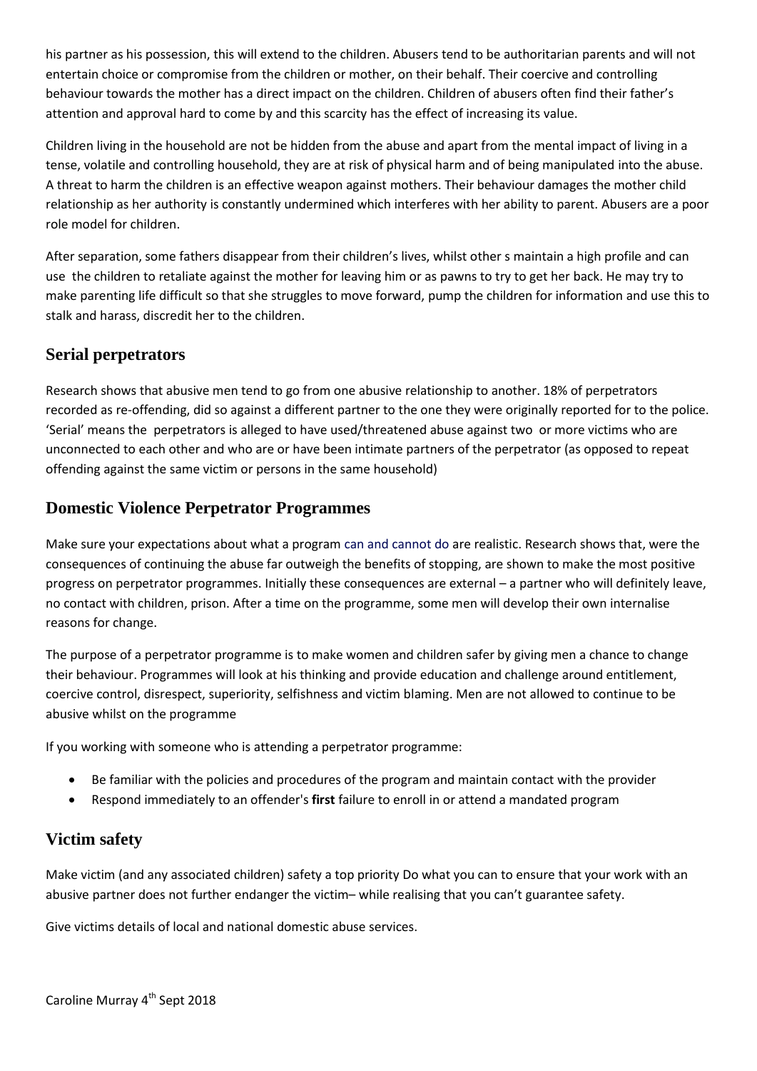his partner as his possession, this will extend to the children. Abusers tend to be authoritarian parents and will not entertain choice or compromise from the children or mother, on their behalf. Their coercive and controlling behaviour towards the mother has a direct impact on the children. Children of abusers often find their father's attention and approval hard to come by and this scarcity has the effect of increasing its value.

Children living in the household are not be hidden from the abuse and apart from the mental impact of living in a tense, volatile and controlling household, they are at risk of physical harm and of being manipulated into the abuse. A threat to harm the children is an effective weapon against mothers. Their behaviour damages the mother child relationship as her authority is constantly undermined which interferes with her ability to parent. Abusers are a poor role model for children.

After separation, some fathers disappear from their children's lives, whilst other s maintain a high profile and can use the children to retaliate against the mother for leaving him or as pawns to try to get her back. He may try to make parenting life difficult so that she struggles to move forward, pump the children for information and use this to stalk and harass, discredit her to the children.

## Serial perpetrators

Research shows that abusive men tend to go from one abusive relationship to another. 18% of perpetrators recorded as re-offending, did so against a different partner to the one they were originally reported for to the police. 'Serial' means the perpetrators is alleged to have used/threatened abuse against two or more victims who are unconnected to each other and who are or have been intimate partners of the perpetrator (as opposed to repeat offending against the same victim or persons in the same household)

## Domestic Violence Perpetrator Programmes

Make sure your expectations about what a program can and cannot do are realistic. Research shows that, were the consequences of continuing the abuse far outweigh the benefits of stopping, are shown to make the most positive progress on perpetrator programmes. Initially these consequences are external – a partner who will definitely leave, no contact with children, prison. After a time on the programme, some men will develop their own internalise reasons for change.

The purpose of a perpetrator programme is to make women and children safer by giving men a chance to change their behaviour. Programmes will look at his thinking and provide education and challenge around entitlement, coercive control, disrespect, superiority, selfishness and victim blaming. Men are not allowed to continue to be abusive whilst on the programme

If you working with someone who is attending a perpetrator programme:

- Be familiar with the policies and procedures of the program and maintain contact with the provider
- Respond immediately to an offender's **first** failure to enroll in or attend a mandated program

## Victim safety

Make victim (and any associated children) safety a top priority Do what you can to ensure that your work with an abusive partner does not further endanger the victim– while realising that you can't guarantee safety.

Give victims details of local and national domestic abuse services.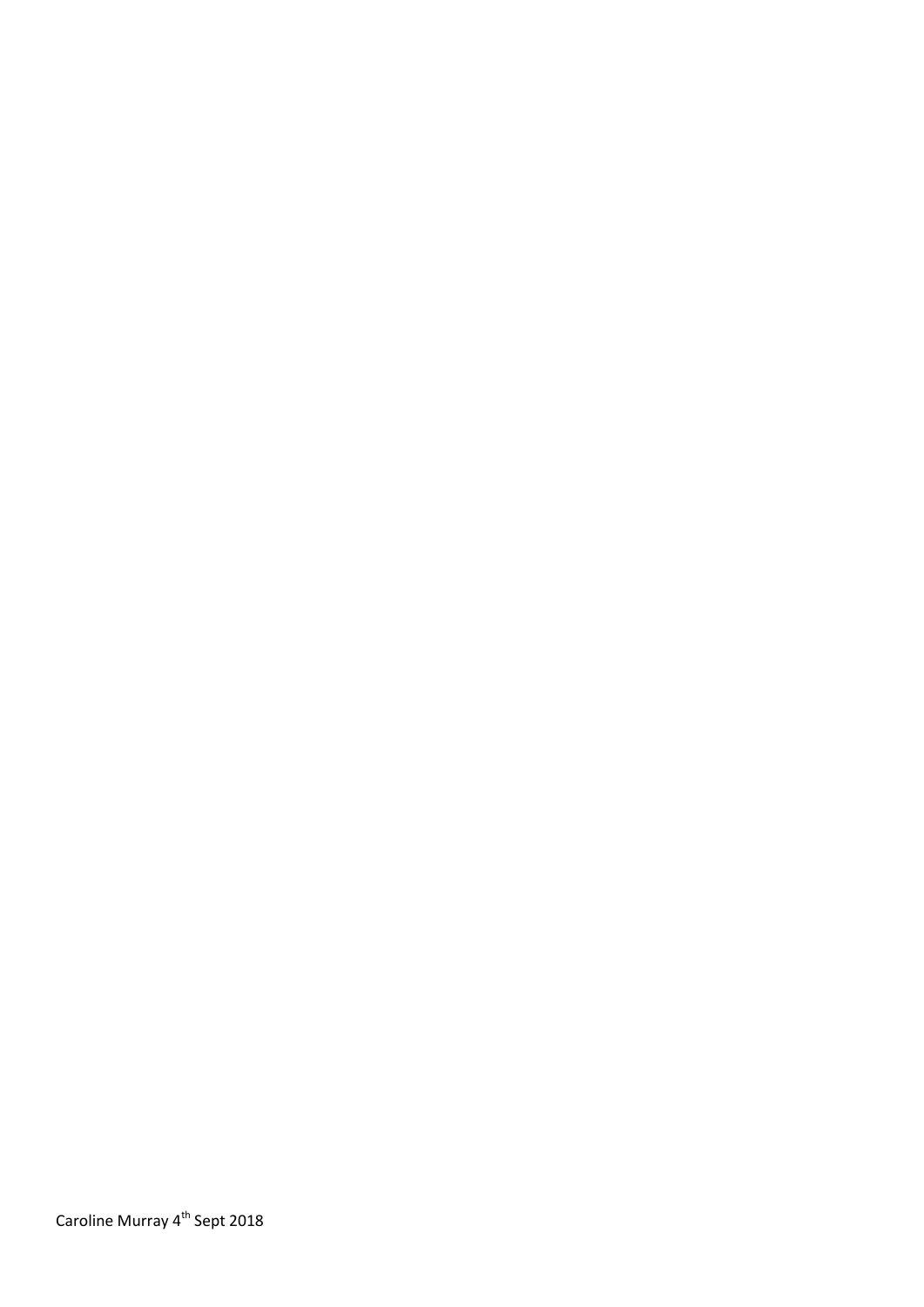Caroline Murray 4th Sept 2018